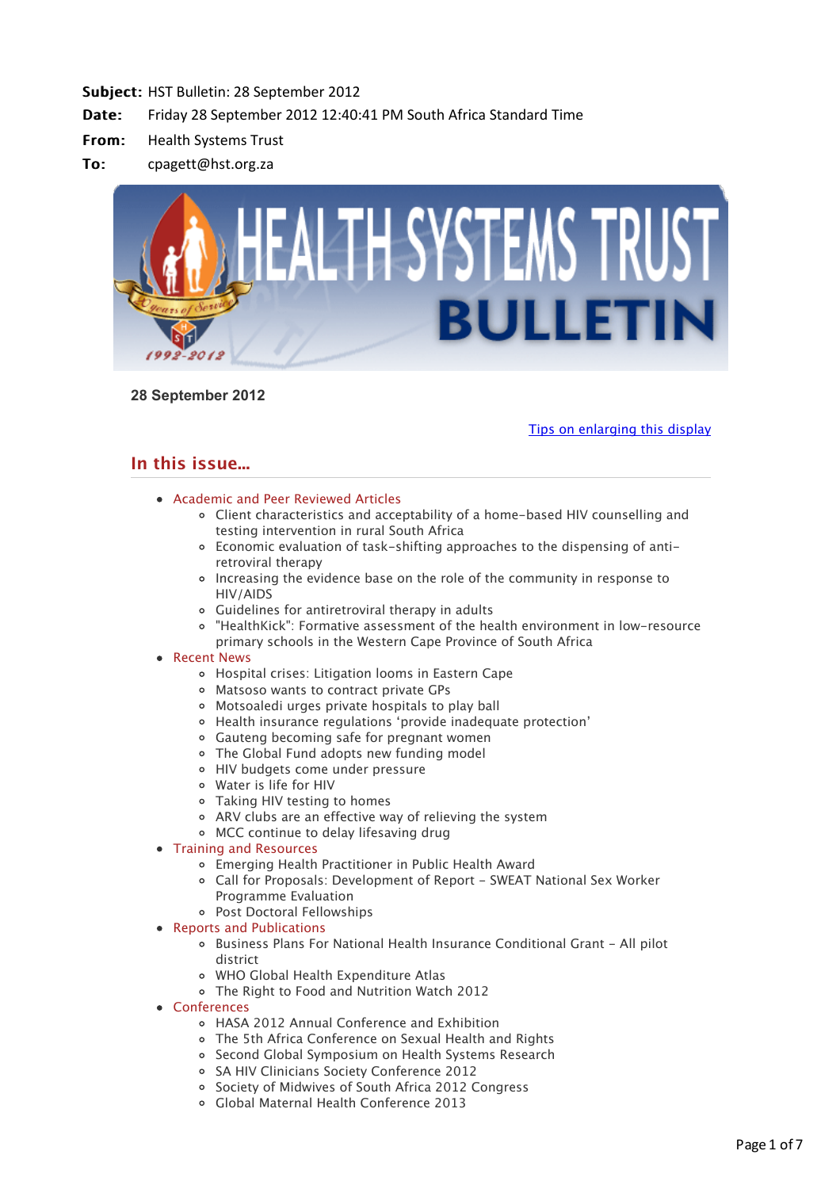**Subject:** HST Bulletin: 28 September 2012
**Date:** Friday 28 September 2012 12:40:41 PM South Africa Standard Time
**From:** Health Systems Trust
**To:** cpagett@hst.org.za

**28 September 2012**

Tips on enlarging this display

## In this issue...

- Academic and Peer Reviewed Articles
  - Client characteristics and acceptability of a home-based HIV counselling and testing intervention in rural South Africa
  - Economic evaluation of task-shifting approaches to the dispensing of anti-retroviral therapy
  - Increasing the evidence base on the role of the community in response to HIV/AIDS
  - Guidelines for antiretroviral therapy in adults
  - "HealthKick": Formative assessment of the health environment in low-resource primary schools in the Western Cape Province of South Africa
- Recent News
  - Hospital crises: Litigation looms in Eastern Cape
  - Matsoso wants to contract private GPs
  - Motsoaledi urges private hospitals to play ball
  - Health insurance regulations 'provide inadequate protection'
  - Gauteng becoming safe for pregnant women
  - The Global Fund adopts new funding model
  - HIV budgets come under pressure
  - Water is life for HIV
  - Taking HIV testing to homes
  - ARV clubs are an effective way of relieving the system
  - MCC continue to delay lifesaving drug
- Training and Resources
  - Emerging Health Practitioner in Public Health Award
  - Call for Proposals: Development of Report - SWEAT National Sex Worker Programme Evaluation
  - Post Doctoral Fellowships
- Reports and Publications
  - Business Plans For National Health Insurance Conditional Grant - All pilot district
  - WHO Global Health Expenditure Atlas
  - The Right to Food and Nutrition Watch 2012
- Conferences
  - HASA 2012 Annual Conference and Exhibition
  - The 5th Africa Conference on Sexual Health and Rights
  - Second Global Symposium on Health Systems Research
  - SA HIV Clinicians Society Conference 2012
  - Society of Midwives of South Africa 2012 Congress
  - Global Maternal Health Conference 2013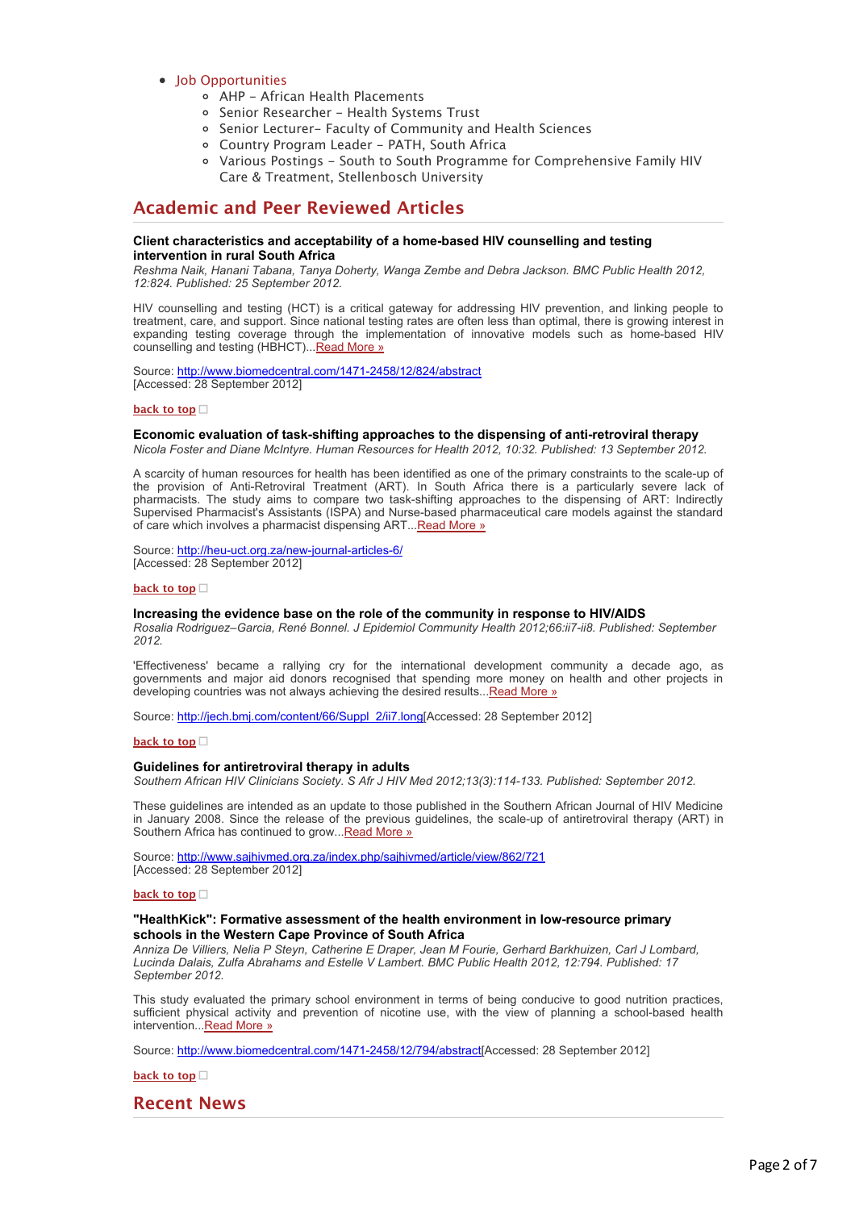- Job Opportunities
    - AHP – African Health Placements
    - Senior Researcher – Health Systems Trust
    - Senior Lecturer– Faculty of Community and Health Sciences
    - Country Program Leader – PATH, South Africa
    - Various Postings – South to South Programme for Comprehensive Family HIV Care & Treatment, Stellenbosch University

## Academic and Peer Reviewed Articles

**Client characteristics and acceptability of a home-based HIV counselling and testing intervention in rural South Africa**
*Reshma Naik, Hanani Tabana, Tanya Doherty, Wanga Zembe and Debra Jackson. BMC Public Health 2012, 12:824. Published: 25 September 2012.*

HIV counselling and testing (HCT) is a critical gateway for addressing HIV prevention, and linking people to treatment, care, and support. Since national testing rates are often less than optimal, there is growing interest in expanding testing coverage through the implementation of innovative models such as home-based HIV counselling and testing (HBHCT)...Read More »

Source: http://www.biomedcentral.com/1471-2458/12/824/abstract
[Accessed: 28 September 2012]

**back to top**

**Economic evaluation of task-shifting approaches to the dispensing of anti-retroviral therapy**
*Nicola Foster and Diane McIntyre. Human Resources for Health 2012, 10:32. Published: 13 September 2012.*

A scarcity of human resources for health has been identified as one of the primary constraints to the scale-up of the provision of Anti-Retroviral Treatment (ART). In South Africa there is a particularly severe lack of pharmacists. The study aims to compare two task-shifting approaches to the dispensing of ART: Indirectly Supervised Pharmacist's Assistants (ISPA) and Nurse-based pharmaceutical care models against the standard of care which involves a pharmacist dispensing ART...Read More »

Source: http://heu-uct.org.za/new-journal-articles-6/
[Accessed: 28 September 2012]

**back to top**

**Increasing the evidence base on the role of the community in response to HIV/AIDS**
*Rosalia Rodriguez–Garcia, René Bonnel. J Epidemiol Community Health 2012;66:ii7-ii8. Published: September 2012.*

'Effectiveness' became a rallying cry for the international development community a decade ago, as governments and major aid donors recognised that spending more money on health and other projects in developing countries was not always achieving the desired results...Read More »

Source: http://jech.bmj.com/content/66/Suppl_2/ii7.long[Accessed: 28 September 2012]

**back to top**

**Guidelines for antiretroviral therapy in adults**
*Southern African HIV Clinicians Society. S Afr J HIV Med 2012;13(3):114-133. Published: September 2012.*

These guidelines are intended as an update to those published in the Southern African Journal of HIV Medicine in January 2008. Since the release of the previous guidelines, the scale-up of antiretroviral therapy (ART) in Southern Africa has continued to grow...Read More »

Source: http://www.sajhivmed.org.za/index.php/sajhivmed/article/view/862/721
[Accessed: 28 September 2012]

**back to top**

**"HealthKick": Formative assessment of the health environment in low-resource primary schools in the Western Cape Province of South Africa**
*Anniza De Villiers, Nelia P Steyn, Catherine E Draper, Jean M Fourie, Gerhard Barkhuizen, Carl J Lombard, Lucinda Dalais, Zulfa Abrahams and Estelle V Lambert. BMC Public Health 2012, 12:794. Published: 17 September 2012.*

This study evaluated the primary school environment in terms of being conducive to good nutrition practices, sufficient physical activity and prevention of nicotine use, with the view of planning a school-based health intervention...Read More »

Source: http://www.biomedcentral.com/1471-2458/12/794/abstract[Accessed: 28 September 2012]

**back to top**

## Recent News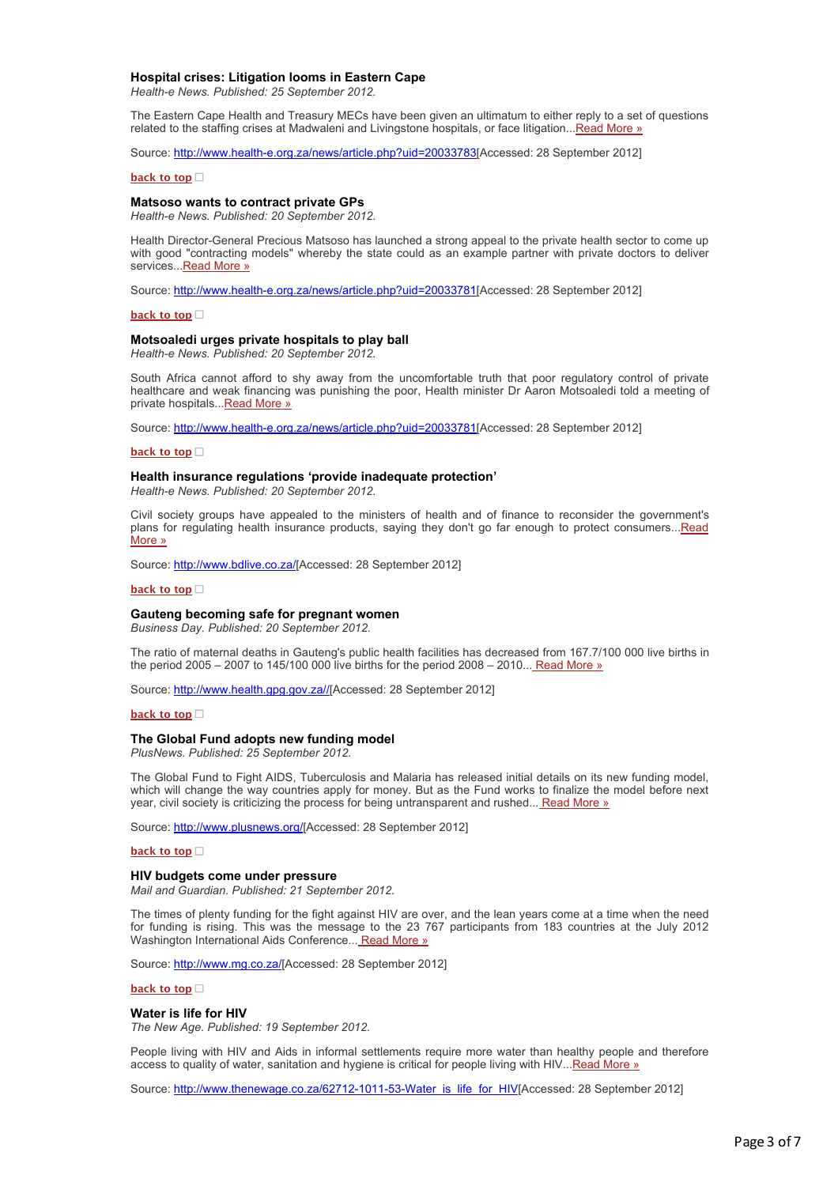### Hospital crises: Litigation looms in Eastern Cape

*Health-e News. Published: 25 September 2012.*

The Eastern Cape Health and Treasury MECs have been given an ultimatum to either reply to a set of questions related to the staffing crises at Madwaleni and Livingstone hospitals, or face litigation...Read More »

Source: http://www.health-e.org.za/news/article.php?uid=20033783[Accessed: 28 September 2012]

back to top

### Matsoso wants to contract private GPs

*Health-e News. Published: 20 September 2012.*

Health Director-General Precious Matsoso has launched a strong appeal to the private health sector to come up with good "contracting models" whereby the state could as an example partner with private doctors to deliver services...Read More »

Source: http://www.health-e.org.za/news/article.php?uid=20033781[Accessed: 28 September 2012]

back to top

### Motsoaledi urges private hospitals to play ball

*Health-e News. Published: 20 September 2012.*

South Africa cannot afford to shy away from the uncomfortable truth that poor regulatory control of private healthcare and weak financing was punishing the poor, Health minister Dr Aaron Motsoaledi told a meeting of private hospitals...Read More »

Source: http://www.health-e.org.za/news/article.php?uid=20033781[Accessed: 28 September 2012]

back to top

### Health insurance regulations 'provide inadequate protection'

*Health-e News. Published: 20 September 2012.*

Civil society groups have appealed to the ministers of health and of finance to reconsider the government's plans for regulating health insurance products, saying they don't go far enough to protect consumers...Read More »

Source: http://www.bdlive.co.za/[Accessed: 28 September 2012]

back to top

### Gauteng becoming safe for pregnant women

*Business Day. Published: 20 September 2012.*

The ratio of maternal deaths in Gauteng's public health facilities has decreased from 167.7/100 000 live births in the period 2005 – 2007 to 145/100 000 live births for the period 2008 – 2010... Read More »

Source: http://www.health.gpg.gov.za//[Accessed: 28 September 2012]

back to top

### The Global Fund adopts new funding model

*PlusNews. Published: 25 September 2012.*

The Global Fund to Fight AIDS, Tuberculosis and Malaria has released initial details on its new funding model, which will change the way countries apply for money. But as the Fund works to finalize the model before next year, civil society is criticizing the process for being untransparent and rushed... Read More »

Source: http://www.plusnews.org/[Accessed: 28 September 2012]

back to top

### HIV budgets come under pressure

*Mail and Guardian. Published: 21 September 2012.*

The times of plenty funding for the fight against HIV are over, and the lean years come at a time when the need for funding is rising. This was the message to the 23 767 participants from 183 countries at the July 2012 Washington International Aids Conference... Read More »

Source: http://www.mg.co.za/[Accessed: 28 September 2012]

back to top

### Water is life for HIV

*The New Age. Published: 19 September 2012.*

People living with HIV and Aids in informal settlements require more water than healthy people and therefore access to quality of water, sanitation and hygiene is critical for people living with HIV...Read More »

Source: http://www.thenewage.co.za/62712-1011-53-Water_is_life_for_HIV[Accessed: 28 September 2012]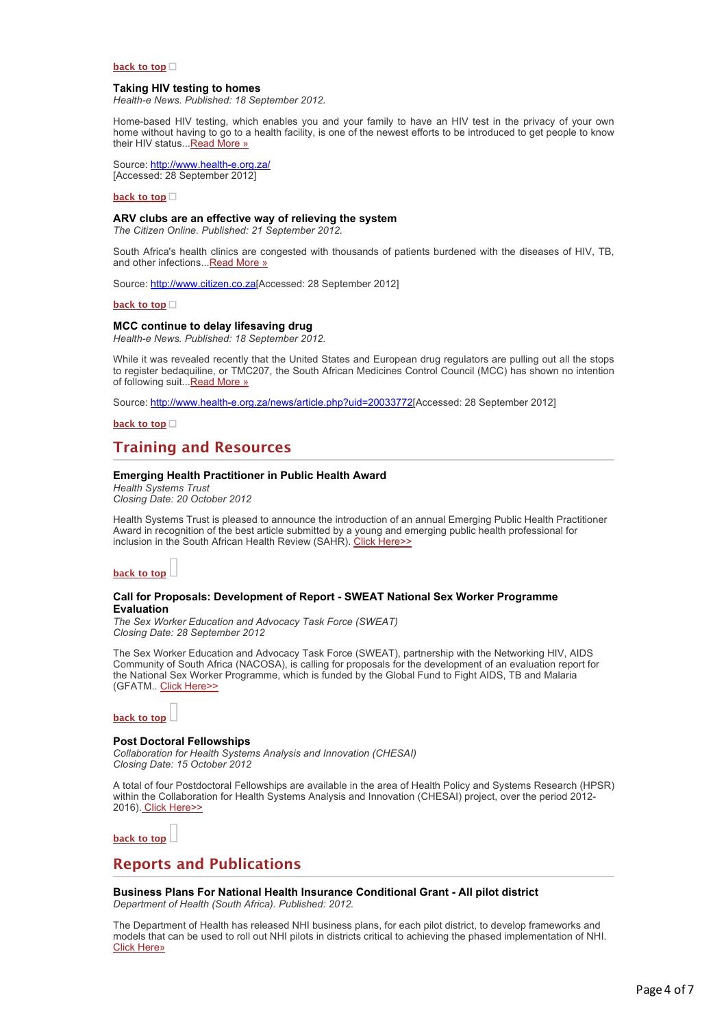**back to top**

### Taking HIV testing to homes

*Health-e News. Published: 18 September 2012.*

Home-based HIV testing, which enables you and your family to have an HIV test in the privacy of your own home without having to go to a health facility, is one of the newest efforts to be introduced to get people to know their HIV status...Read More »

Source: http://www.health-e.org.za/
[Accessed: 28 September 2012]

**back to top**

### ARV clubs are an effective way of relieving the system

*The Citizen Online. Published: 21 September 2012.*

South Africa's health clinics are congested with thousands of patients burdened with the diseases of HIV, TB, and other infections...Read More »

Source: http://www.citizen.co.za[Accessed: 28 September 2012]

**back to top**

### MCC continue to delay lifesaving drug

*Health-e News. Published: 18 September 2012.*

While it was revealed recently that the United States and European drug regulators are pulling out all the stops to register bedaquiline, or TMC207, the South African Medicines Control Council (MCC) has shown no intention of following suit...Read More »

Source: http://www.health-e.org.za/news/article.php?uid=20033772[Accessed: 28 September 2012]

**back to top**

## Training and Resources

### Emerging Health Practitioner in Public Health Award

*Health Systems Trust*
*Closing Date: 20 October 2012*

Health Systems Trust is pleased to announce the introduction of an annual Emerging Public Health Practitioner Award in recognition of the best article submitted by a young and emerging public health professional for inclusion in the South African Health Review (SAHR). Click Here>>

**back to top**

### Call for Proposals: Development of Report - SWEAT National Sex Worker Programme Evaluation

*The Sex Worker Education and Advocacy Task Force (SWEAT)*
*Closing Date: 28 September 2012*

The Sex Worker Education and Advocacy Task Force (SWEAT), partnership with the Networking HIV, AIDS Community of South Africa (NACOSA), is calling for proposals for the development of an evaluation report for the National Sex Worker Programme, which is funded by the Global Fund to Fight AIDS, TB and Malaria (GFATM.. Click Here>>

**back to top**

### Post Doctoral Fellowships

*Collaboration for Health Systems Analysis and Innovation (CHESAI)*
*Closing Date: 15 October 2012*

A total of four Postdoctoral Fellowships are available in the area of Health Policy and Systems Research (HPSR) within the Collaboration for Health Systems Analysis and Innovation (CHESAI) project, over the period 2012-2016). Click Here>>

**back to top**

## Reports and Publications

### Business Plans For National Health Insurance Conditional Grant - All pilot district

*Department of Health (South Africa). Published: 2012.*

The Department of Health has released NHI business plans, for each pilot district, to develop frameworks and models that can be used to roll out NHI pilots in districts critical to achieving the phased implementation of NHI. Click Here»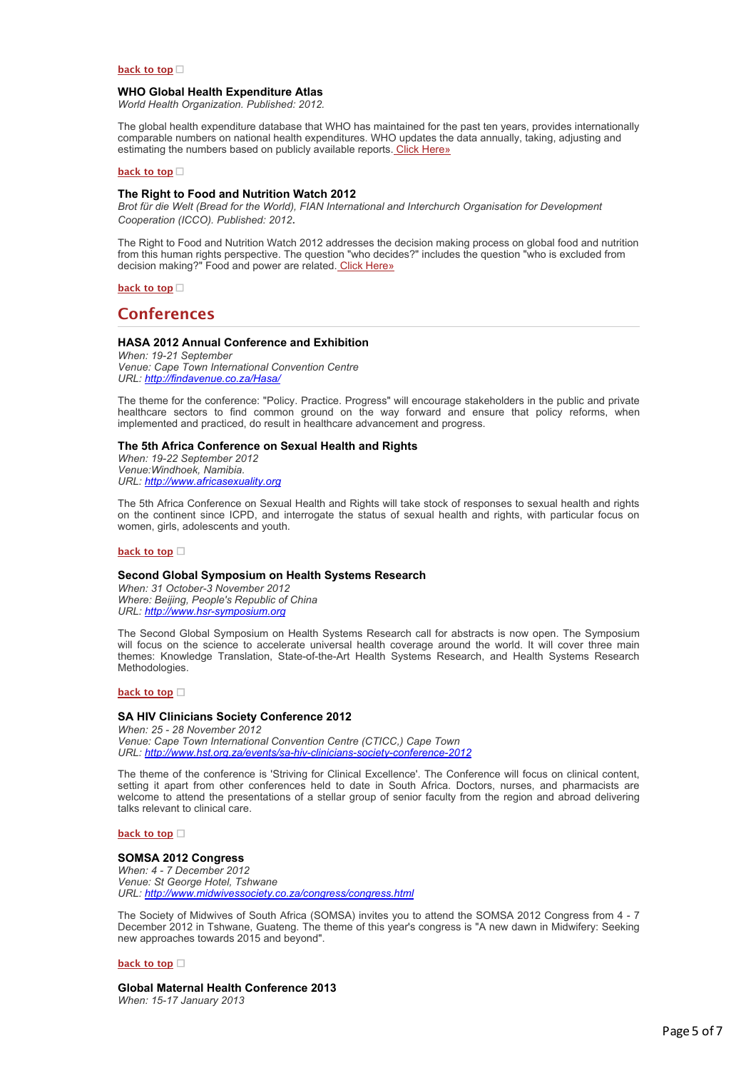[back to top](#)

### WHO Global Health Expenditure Atlas

*World Health Organization. Published: 2012.*

The global health expenditure database that WHO has maintained for the past ten years, provides internationally comparable numbers on national health expenditures. WHO updates the data annually, taking, adjusting and estimating the numbers based on publicly available reports. Click Here»

[back to top](#)

### The Right to Food and Nutrition Watch 2012

*Brot für die Welt (Bread for the World), FIAN International and Interchurch Organisation for Development Cooperation (ICCO). Published: 2012***.**

The Right to Food and Nutrition Watch 2012 addresses the decision making process on global food and nutrition from this human rights perspective. The question "who decides?" includes the question "who is excluded from decision making?" Food and power are related. Click Here»

[back to top](#)

## Conferences

### HASA 2012 Annual Conference and Exhibition

*When: 19-21 September*
*Venue: Cape Town International Convention Centre*
*URL: http://findavenue.co.za/Hasa/*

The theme for the conference: "Policy. Practice. Progress" will encourage stakeholders in the public and private healthcare sectors to find common ground on the way forward and ensure that policy reforms, when implemented and practiced, do result in healthcare advancement and progress.

### The 5th Africa Conference on Sexual Health and Rights

*When: 19-22 September 2012*
*Venue:Windhoek, Namibia.*
*URL: http://www.africasexuality.org*

The 5th Africa Conference on Sexual Health and Rights will take stock of responses to sexual health and rights on the continent since ICPD, and interrogate the status of sexual health and rights, with particular focus on women, girls, adolescents and youth.

[back to top](#)

### Second Global Symposium on Health Systems Research

*When: 31 October-3 November 2012*
*Where: Beijing, People's Republic of China*
*URL: http://www.hsr-symposium.org*

The Second Global Symposium on Health Systems Research call for abstracts is now open. The Symposium will focus on the science to accelerate universal health coverage around the world. It will cover three main themes: Knowledge Translation, State-of-the-Art Health Systems Research, and Health Systems Research Methodologies.

[back to top](#)

### SA HIV Clinicians Society Conference 2012

*When: 25 - 28 November 2012*
*Venue: Cape Town International Convention Centre (CTICC,) Cape Town*
*URL: http://www.hst.org.za/events/sa-hiv-clinicians-society-conference-2012*

The theme of the conference is 'Striving for Clinical Excellence'. The Conference will focus on clinical content, setting it apart from other conferences held to date in South Africa. Doctors, nurses, and pharmacists are welcome to attend the presentations of a stellar group of senior faculty from the region and abroad delivering talks relevant to clinical care.

[back to top](#)

### SOMSA 2012 Congress

*When: 4 - 7 December 2012*
*Venue: St George Hotel, Tshwane*
*URL: http://www.midwivessociety.co.za/congress/congress.html*

The Society of Midwives of South Africa (SOMSA) invites you to attend the SOMSA 2012 Congress from 4 - 7 December 2012 in Tshwane, Guateng. The theme of this year's congress is "A new dawn in Midwifery: Seeking new approaches towards 2015 and beyond".

[back to top](#)

### Global Maternal Health Conference 2013

*When: 15-17 January 2013*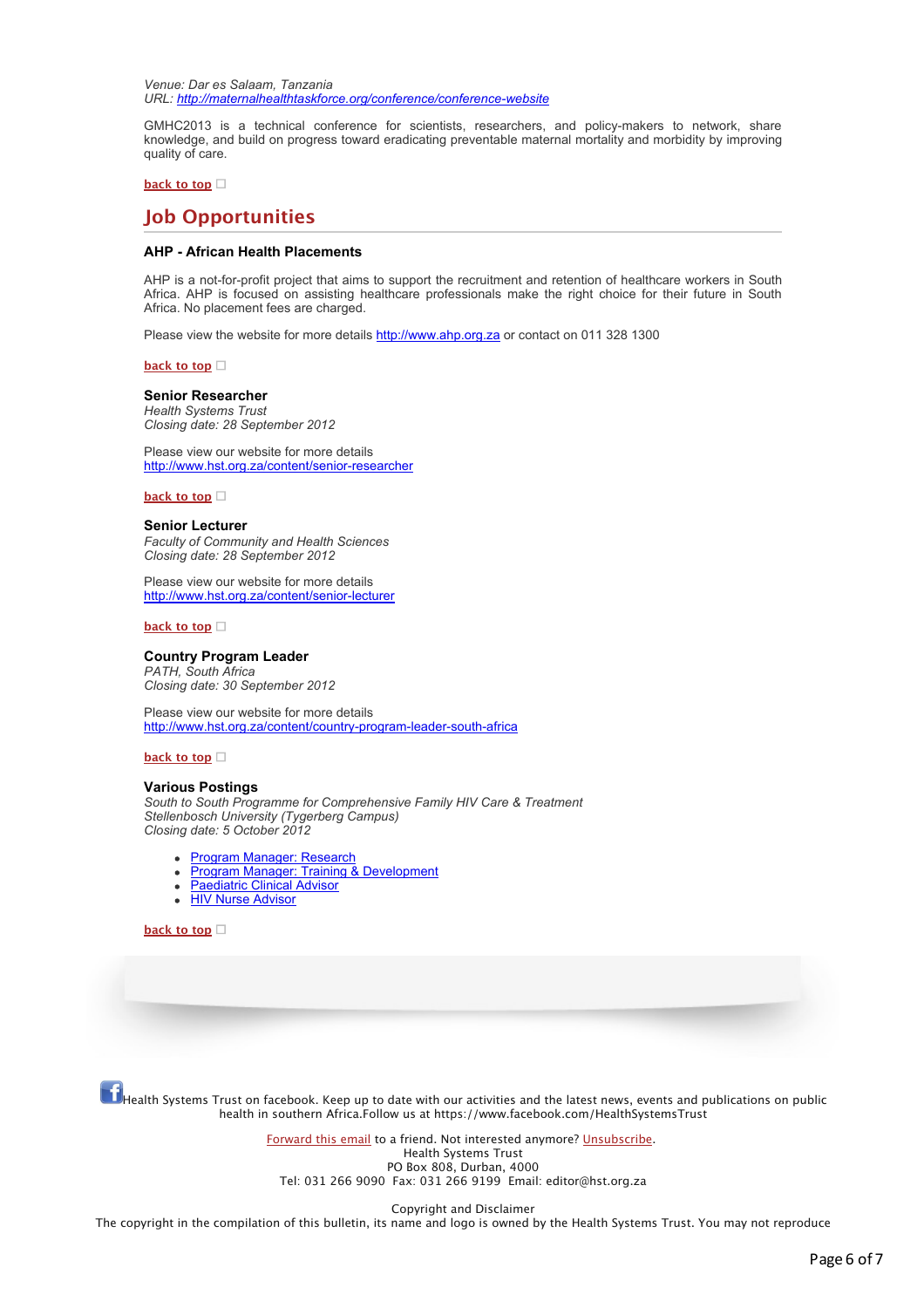*Venue: Dar es Salaam, Tanzania*
*URL: http://maternalhealthtaskforce.org/conference/conference-website*

GMHC2013 is a technical conference for scientists, researchers, and policy-makers to network, share knowledge, and build on progress toward eradicating preventable maternal mortality and morbidity by improving quality of care.

**back to top**

## Job Opportunities

**AHP - African Health Placements**

AHP is a not-for-profit project that aims to support the recruitment and retention of healthcare workers in South Africa. AHP is focused on assisting healthcare professionals make the right choice for their future in South Africa. No placement fees are charged.

Please view the website for more details http://www.ahp.org.za or contact on 011 328 1300

**back to top**

**Senior Researcher**
*Health Systems Trust*
*Closing date: 28 September 2012*

Please view our website for more details
http://www.hst.org.za/content/senior-researcher

**back to top**

**Senior Lecturer**
*Faculty of Community and Health Sciences*
*Closing date: 28 September 2012*

Please view our website for more details
http://www.hst.org.za/content/senior-lecturer

**back to top**

**Country Program Leader**
*PATH, South Africa*
*Closing date: 30 September 2012*

Please view our website for more details
http://www.hst.org.za/content/country-program-leader-south-africa

**back to top**

**Various Postings**
*South to South Programme for Comprehensive Family HIV Care & Treatment*
*Stellenbosch University (Tygerberg Campus)*
*Closing date: 5 October 2012*

- Program Manager: Research
- Program Manager: Training & Development
- Paediatric Clinical Advisor
- HIV Nurse Advisor

**back to top**

Health Systems Trust on facebook. Keep up to date with our activities and the latest news, events and publications on public health in southern Africa.Follow us at https://www.facebook.com/HealthSystemsTrust

Forward this email to a friend. Not interested anymore? Unsubscribe.
Health Systems Trust
PO Box 808, Durban, 4000
Tel: 031 266 9090 Fax: 031 266 9199 Email: editor@hst.org.za

Copyright and Disclaimer
The copyright in the compilation of this bulletin, its name and logo is owned by the Health Systems Trust. You may not reproduce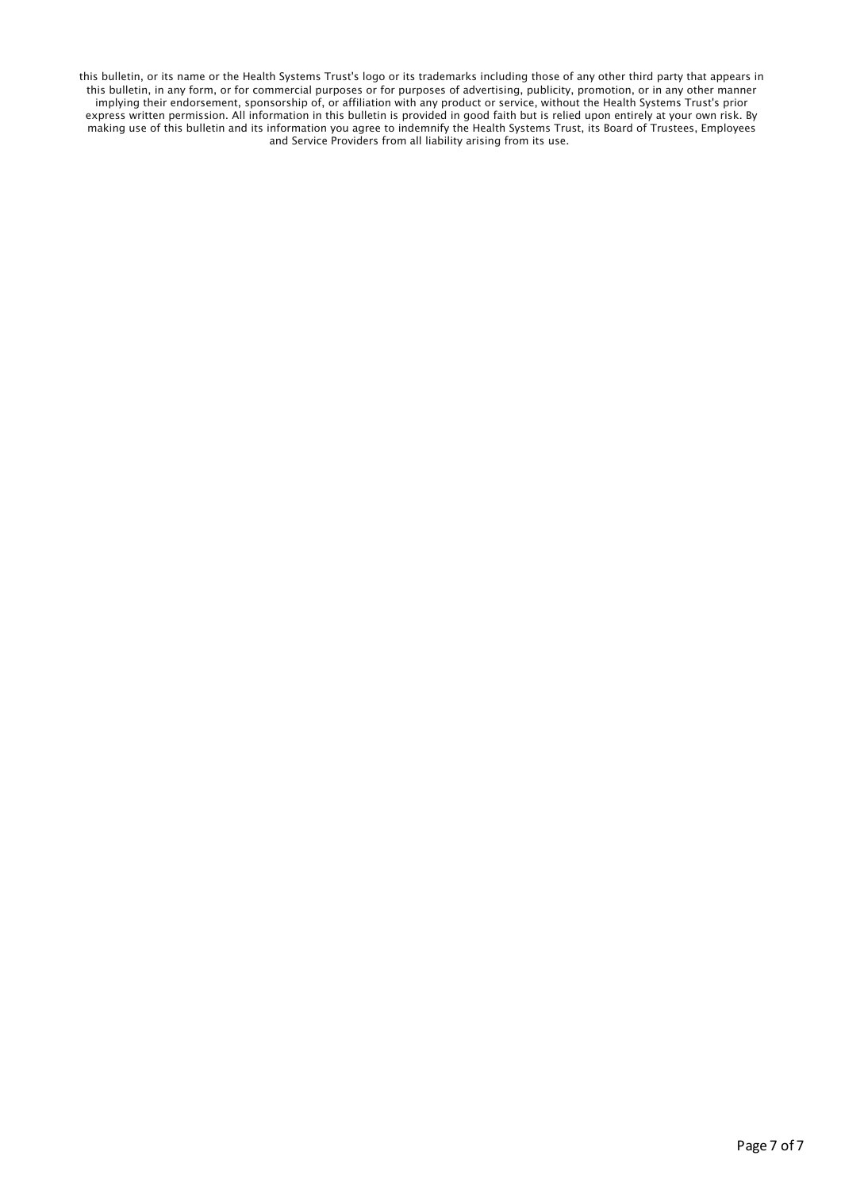this bulletin, or its name or the Health Systems Trust's logo or its trademarks including those of any other third party that appears in this bulletin, in any form, or for commercial purposes or for purposes of advertising, publicity, promotion, or in any other manner implying their endorsement, sponsorship of, or affiliation with any product or service, without the Health Systems Trust's prior express written permission. All information in this bulletin is provided in good faith but is relied upon entirely at your own risk. By making use of this bulletin and its information you agree to indemnify the Health Systems Trust, its Board of Trustees, Employees and Service Providers from all liability arising from its use.